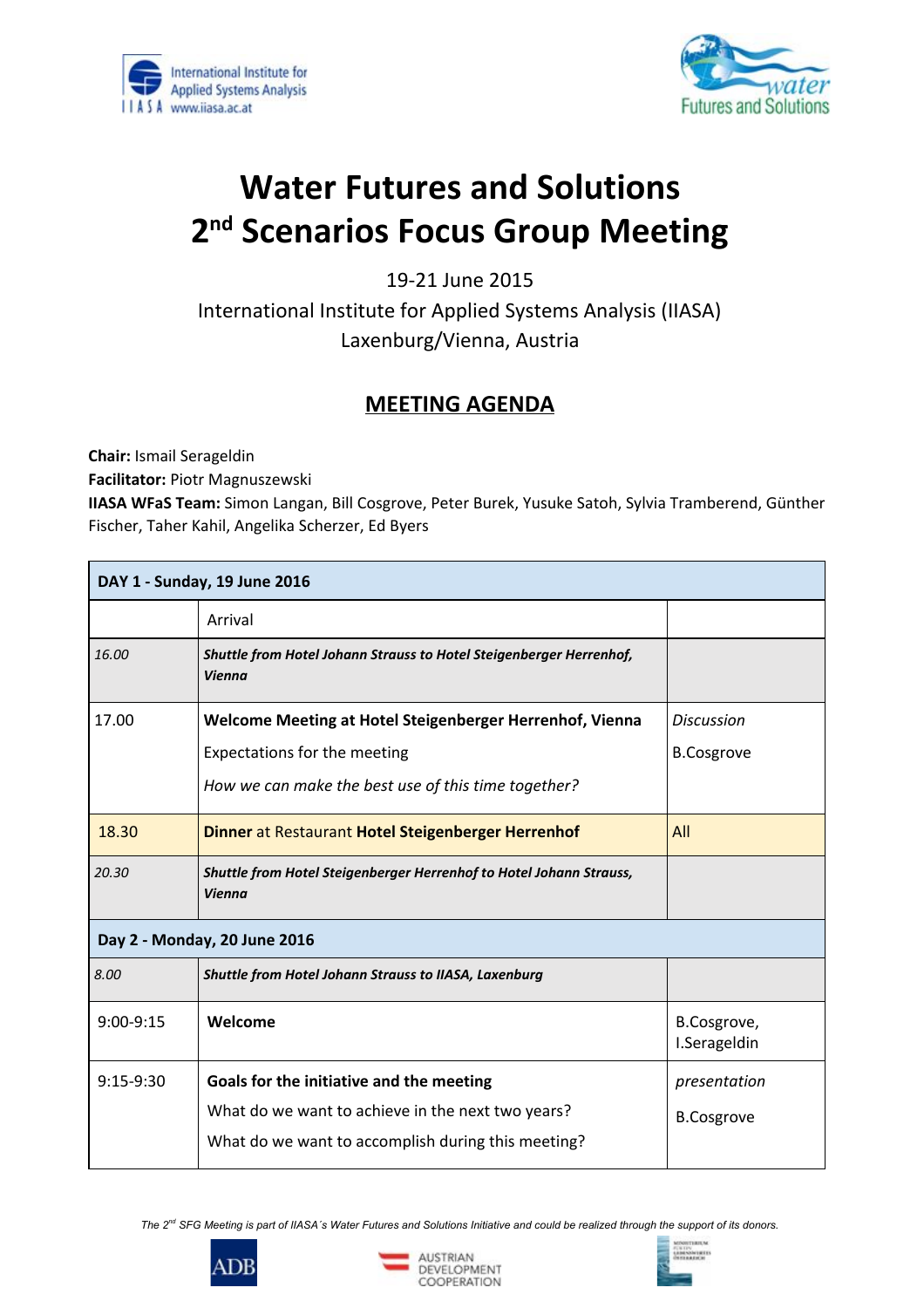# Water Futures and Solutions
# 2nd Scenarios Focus Group Meeting

19-21 June 2015

International Institute for Applied Systems Analysis (IIASA)

Laxenburg/Vienna, Austria

## MEETING AGENDA

**Chair:** Ismail Serageldin

**Facilitator:** Piotr Magnuszewski

**IIASA WFaS Team:** Simon Langan, Bill Cosgrove, Peter Burek, Yusuke Satoh, Sylvia Tramberend, Günther Fischer, Taher Kahil, Angelika Scherzer, Ed Byers

| **DAY 1 - Sunday, 19 June 2016** | | |
|---|---|---|
| | Arrival | |
| *16.00* | ***Shuttle from Hotel Johann Strauss to Hotel Steigenberger Herrenhof, Vienna*** | |
| 17.00 | **Welcome Meeting at Hotel Steigenberger Herrenhof, Vienna**<br>Expectations for the meeting<br>*How we can make the best use of this time together?* | *Discussion*<br>B.Cosgrove |
| 18.30 | **Dinner** at Restaurant **Hotel Steigenberger Herrenhof** | All |
| *20.30* | ***Shuttle from Hotel Steigenberger Herrenhof to Hotel Johann Strauss, Vienna*** | |
| **Day 2 - Monday, 20 June 2016** | | |
| *8.00* | ***Shuttle from Hotel Johann Strauss to IIASA, Laxenburg*** | |
| 9:00-9:15 | **Welcome** | B.Cosgrove, I.Serageldin |
| 9:15-9:30 | **Goals for the initiative and the meeting**<br>What do we want to achieve in the next two years?<br>What do we want to accomplish during this meeting? | *presentation*<br>B.Cosgrove |

*The 2nd SFG Meeting is part of IIASA´s Water Futures and Solutions Initiative and could be realized through the support of its donors.*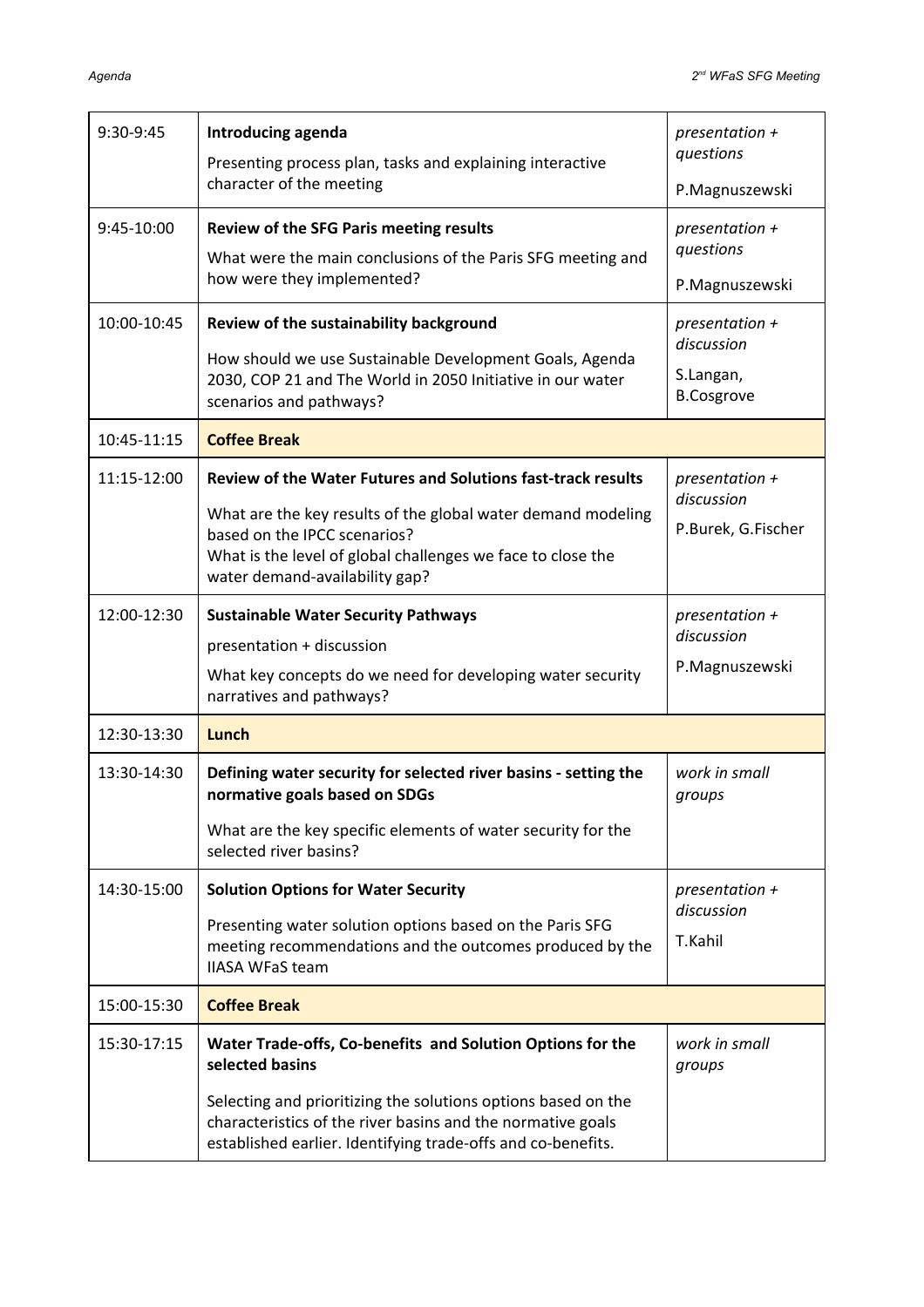| 9:30-9:45 | **Introducing agenda**<br>Presenting process plan, tasks and explaining interactive character of the meeting | *presentation + questions*<br>P.Magnuszewski |
|---|---|---|
| 9:45-10:00 | **Review of the SFG Paris meeting results**<br>What were the main conclusions of the Paris SFG meeting and how were they implemented? | *presentation + questions*<br>P.Magnuszewski |
| 10:00-10:45 | **Review of the sustainability background**<br>How should we use Sustainable Development Goals, Agenda 2030, COP 21 and The World in 2050 Initiative in our water scenarios and pathways? | *presentation + discussion*<br>S.Langan, B.Cosgrove |
| 10:45-11:15 | **Coffee Break** | |
| 11:15-12:00 | **Review of the Water Futures and Solutions fast-track results**<br>What are the key results of the global water demand modeling based on the IPCC scenarios?<br>What is the level of global challenges we face to close the water demand-availability gap? | *presentation + discussion*<br>P.Burek, G.Fischer |
| 12:00-12:30 | **Sustainable Water Security Pathways**<br>presentation + discussion<br>What key concepts do we need for developing water security narratives and pathways? | *presentation + discussion*<br>P.Magnuszewski |
| 12:30-13:30 | **Lunch** | |
| 13:30-14:30 | **Defining water security for selected river basins - setting the normative goals based on SDGs**<br>What are the key specific elements of water security for the selected river basins? | *work in small groups* |
| 14:30-15:00 | **Solution Options for Water Security**<br>Presenting water solution options based on the Paris SFG meeting recommendations and the outcomes produced by the IIASA WFaS team | *presentation + discussion*<br>T.Kahil |
| 15:00-15:30 | **Coffee Break** | |
| 15:30-17:15 | **Water Trade-offs, Co-benefits and Solution Options for the selected basins**<br>Selecting and prioritizing the solutions options based on the characteristics of the river basins and the normative goals established earlier. Identifying trade-offs and co-benefits. | *work in small groups* |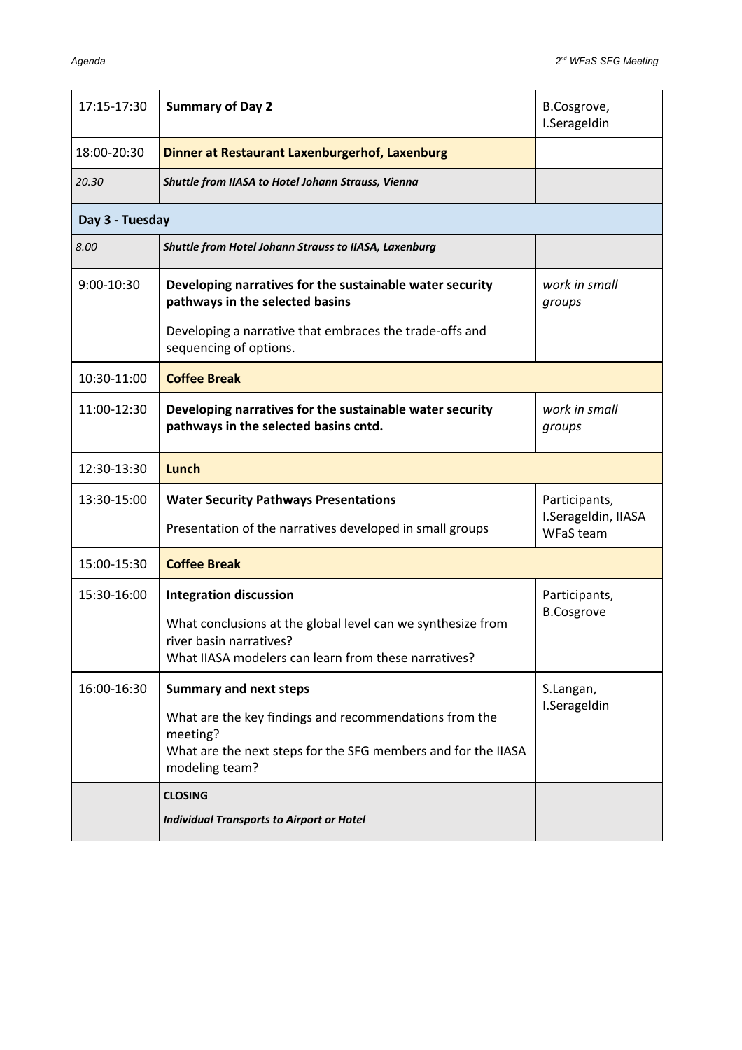| | | |
|---|---|---|
| 17:15-17:30 | **Summary of Day 2** | B.Cosgrove, I.Serageldin |
| 18:00-20:30 | **Dinner at Restaurant Laxenburgerhof, Laxenburg** | |
| *20.30* | ***Shuttle from IIASA to Hotel Johann Strauss, Vienna*** | |
| **Day 3 - Tuesday** | | |
| *8.00* | ***Shuttle from Hotel Johann Strauss to IIASA, Laxenburg*** | |
| 9:00-10:30 | **Developing narratives for the sustainable water security pathways in the selected basins**<br><br>Developing a narrative that embraces the trade-offs and sequencing of options. | *work in small groups* |
| 10:30-11:00 | **Coffee Break** | |
| 11:00-12:30 | **Developing narratives for the sustainable water security pathways in the selected basins cntd.** | *work in small groups* |
| 12:30-13:30 | **Lunch** | |
| 13:30-15:00 | **Water Security Pathways Presentations**<br><br>Presentation of the narratives developed in small groups | Participants, I.Serageldin, IIASA WFaS team |
| 15:00-15:30 | **Coffee Break** | |
| 15:30-16:00 | **Integration discussion**<br><br>What conclusions at the global level can we synthesize from river basin narratives?<br>What IIASA modelers can learn from these narratives? | Participants, B.Cosgrove |
| 16:00-16:30 | **Summary and next steps**<br><br>What are the key findings and recommendations from the meeting?<br>What are the next steps for the SFG members and for the IIASA modeling team? | S.Langan, I.Serageldin |
| | **CLOSING**<br><br>***Individual Transports to Airport or Hotel*** | |